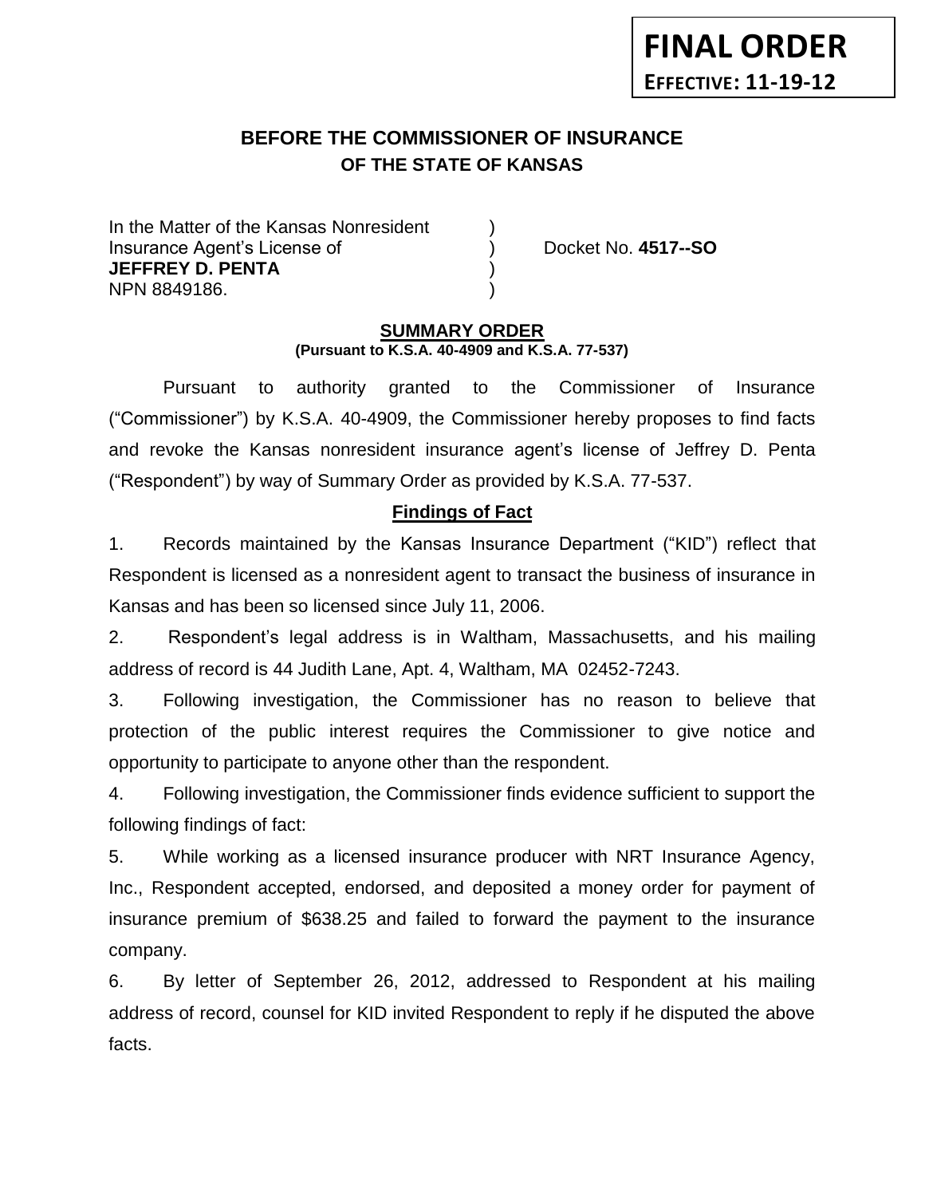**FINAL ORDER**
**EFFECTIVE: 11-19-12**

# BEFORE THE COMMISSIONER OF INSURANCE
## OF THE STATE OF KANSAS

In the Matter of the Kansas Nonresident )
Insurance Agent's License of ) Docket No. **4517--SO**
**JEFFREY D. PENTA** )
NPN 8849186. )

## SUMMARY ORDER
**(Pursuant to K.S.A. 40-4909 and K.S.A. 77-537)**

Pursuant to authority granted to the Commissioner of Insurance ("Commissioner") by K.S.A. 40-4909, the Commissioner hereby proposes to find facts and revoke the Kansas nonresident insurance agent's license of Jeffrey D. Penta ("Respondent") by way of Summary Order as provided by K.S.A. 77-537.

### Findings of Fact

1. Records maintained by the Kansas Insurance Department ("KID") reflect that Respondent is licensed as a nonresident agent to transact the business of insurance in Kansas and has been so licensed since July 11, 2006.

2. Respondent's legal address is in Waltham, Massachusetts, and his mailing address of record is 44 Judith Lane, Apt. 4, Waltham, MA 02452-7243.

3. Following investigation, the Commissioner has no reason to believe that protection of the public interest requires the Commissioner to give notice and opportunity to participate to anyone other than the respondent.

4. Following investigation, the Commissioner finds evidence sufficient to support the following findings of fact:

5. While working as a licensed insurance producer with NRT Insurance Agency, Inc., Respondent accepted, endorsed, and deposited a money order for payment of insurance premium of $638.25 and failed to forward the payment to the insurance company.

6. By letter of September 26, 2012, addressed to Respondent at his mailing address of record, counsel for KID invited Respondent to reply if he disputed the above facts.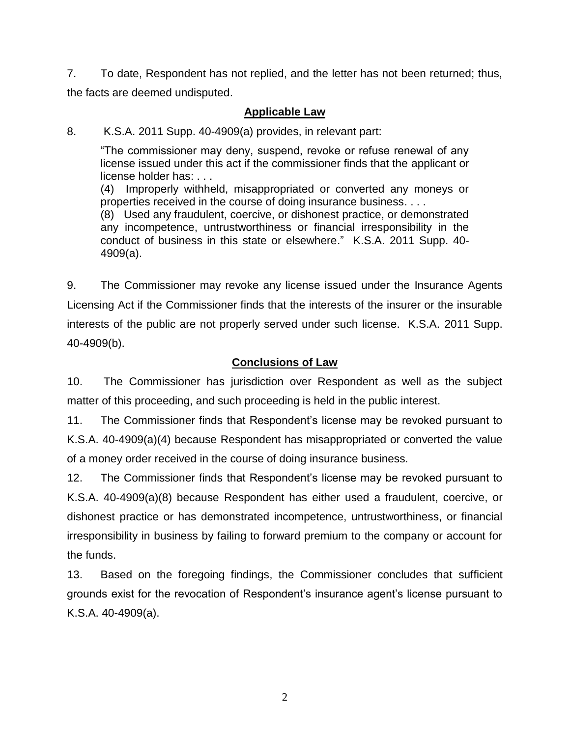7. To date, Respondent has not replied, and the letter has not been returned; thus, the facts are deemed undisputed.

## Applicable Law

8. K.S.A. 2011 Supp. 40-4909(a) provides, in relevant part:

> "The commissioner may deny, suspend, revoke or refuse renewal of any license issued under this act if the commissioner finds that the applicant or license holder has: . . .
> (4) Improperly withheld, misappropriated or converted any moneys or properties received in the course of doing insurance business. . . .
> (8) Used any fraudulent, coercive, or dishonest practice, or demonstrated any incompetence, untrustworthiness or financial irresponsibility in the conduct of business in this state or elsewhere." K.S.A. 2011 Supp. 40-4909(a).

9. The Commissioner may revoke any license issued under the Insurance Agents Licensing Act if the Commissioner finds that the interests of the insurer or the insurable interests of the public are not properly served under such license. K.S.A. 2011 Supp. 40-4909(b).

## Conclusions of Law

10. The Commissioner has jurisdiction over Respondent as well as the subject matter of this proceeding, and such proceeding is held in the public interest.

11. The Commissioner finds that Respondent's license may be revoked pursuant to K.S.A. 40-4909(a)(4) because Respondent has misappropriated or converted the value of a money order received in the course of doing insurance business.

12. The Commissioner finds that Respondent's license may be revoked pursuant to K.S.A. 40-4909(a)(8) because Respondent has either used a fraudulent, coercive, or dishonest practice or has demonstrated incompetence, untrustworthiness, or financial irresponsibility in business by failing to forward premium to the company or account for the funds.

13. Based on the foregoing findings, the Commissioner concludes that sufficient grounds exist for the revocation of Respondent's insurance agent's license pursuant to K.S.A. 40-4909(a).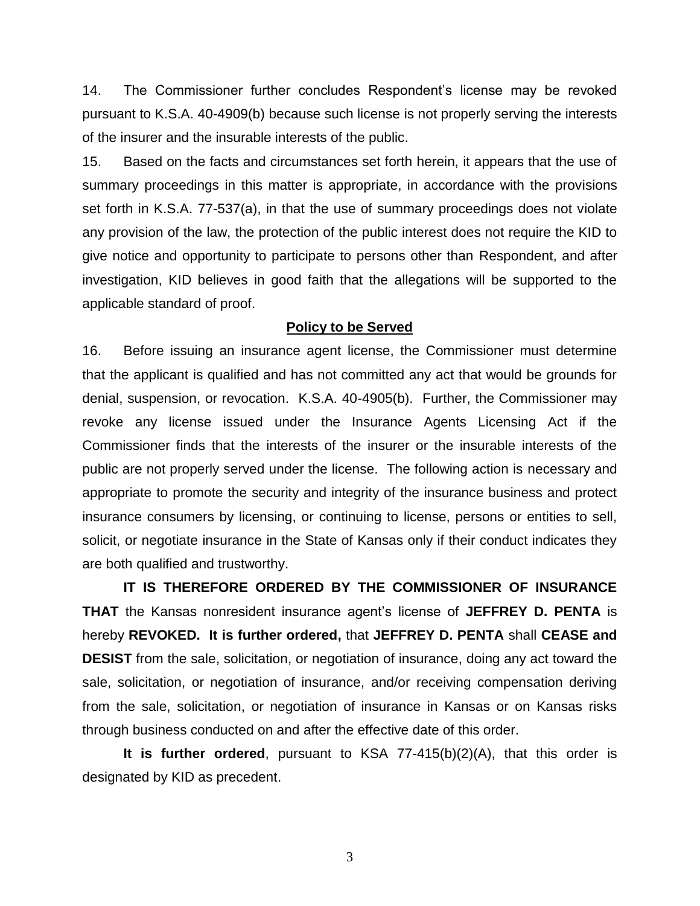14. The Commissioner further concludes Respondent's license may be revoked pursuant to K.S.A. 40-4909(b) because such license is not properly serving the interests of the insurer and the insurable interests of the public.

15. Based on the facts and circumstances set forth herein, it appears that the use of summary proceedings in this matter is appropriate, in accordance with the provisions set forth in K.S.A. 77-537(a), in that the use of summary proceedings does not violate any provision of the law, the protection of the public interest does not require the KID to give notice and opportunity to participate to persons other than Respondent, and after investigation, KID believes in good faith that the allegations will be supported to the applicable standard of proof.

## Policy to be Served

16. Before issuing an insurance agent license, the Commissioner must determine that the applicant is qualified and has not committed any act that would be grounds for denial, suspension, or revocation. K.S.A. 40-4905(b). Further, the Commissioner may revoke any license issued under the Insurance Agents Licensing Act if the Commissioner finds that the interests of the insurer or the insurable interests of the public are not properly served under the license. The following action is necessary and appropriate to promote the security and integrity of the insurance business and protect insurance consumers by licensing, or continuing to license, persons or entities to sell, solicit, or negotiate insurance in the State of Kansas only if their conduct indicates they are both qualified and trustworthy.

**IT IS THEREFORE ORDERED BY THE COMMISSIONER OF INSURANCE THAT** the Kansas nonresident insurance agent's license of **JEFFREY D. PENTA** is hereby **REVOKED. It is further ordered,** that **JEFFREY D. PENTA** shall **CEASE and DESIST** from the sale, solicitation, or negotiation of insurance, doing any act toward the sale, solicitation, or negotiation of insurance, and/or receiving compensation deriving from the sale, solicitation, or negotiation of insurance in Kansas or on Kansas risks through business conducted on and after the effective date of this order.

**It is further ordered**, pursuant to KSA 77-415(b)(2)(A), that this order is designated by KID as precedent.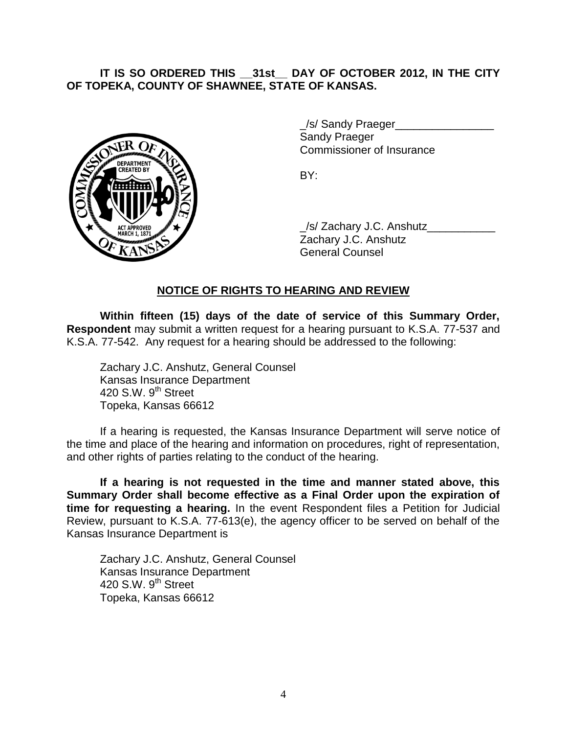**IT IS SO ORDERED THIS __31st__ DAY OF OCTOBER 2012, IN THE CITY OF TOPEKA, COUNTY OF SHAWNEE, STATE OF KANSAS.**

_/s/ Sandy Praeger________________
Sandy Praeger
Commissioner of Insurance

BY:

_/s/ Zachary J.C. Anshutz___________
Zachary J.C. Anshutz
General Counsel

## NOTICE OF RIGHTS TO HEARING AND REVIEW

**Within fifteen (15) days of the date of service of this Summary Order, Respondent** may submit a written request for a hearing pursuant to K.S.A. 77-537 and K.S.A. 77-542. Any request for a hearing should be addressed to the following:

Zachary J.C. Anshutz, General Counsel
Kansas Insurance Department
420 S.W. 9th Street
Topeka, Kansas 66612

If a hearing is requested, the Kansas Insurance Department will serve notice of the time and place of the hearing and information on procedures, right of representation, and other rights of parties relating to the conduct of the hearing.

**If a hearing is not requested in the time and manner stated above, this Summary Order shall become effective as a Final Order upon the expiration of time for requesting a hearing.** In the event Respondent files a Petition for Judicial Review, pursuant to K.S.A. 77-613(e), the agency officer to be served on behalf of the Kansas Insurance Department is

Zachary J.C. Anshutz, General Counsel
Kansas Insurance Department
420 S.W. 9th Street
Topeka, Kansas 66612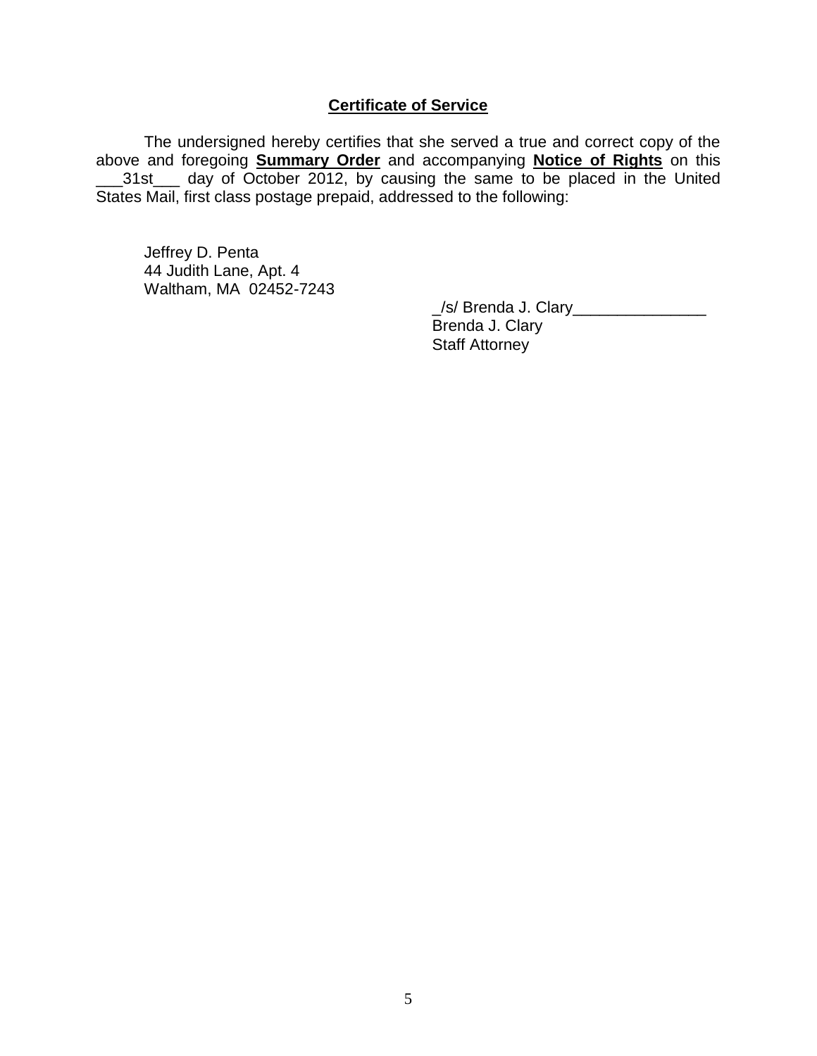## **Certificate of Service**

The undersigned hereby certifies that she served a true and correct copy of the above and foregoing **Summary Order** and accompanying **Notice of Rights** on this ___31st___ day of October 2012, by causing the same to be placed in the United States Mail, first class postage prepaid, addressed to the following:

Jeffrey D. Penta
44 Judith Lane, Apt. 4
Waltham, MA 02452-7243

_/s/ Brenda J. Clary_______________
Brenda J. Clary
Staff Attorney